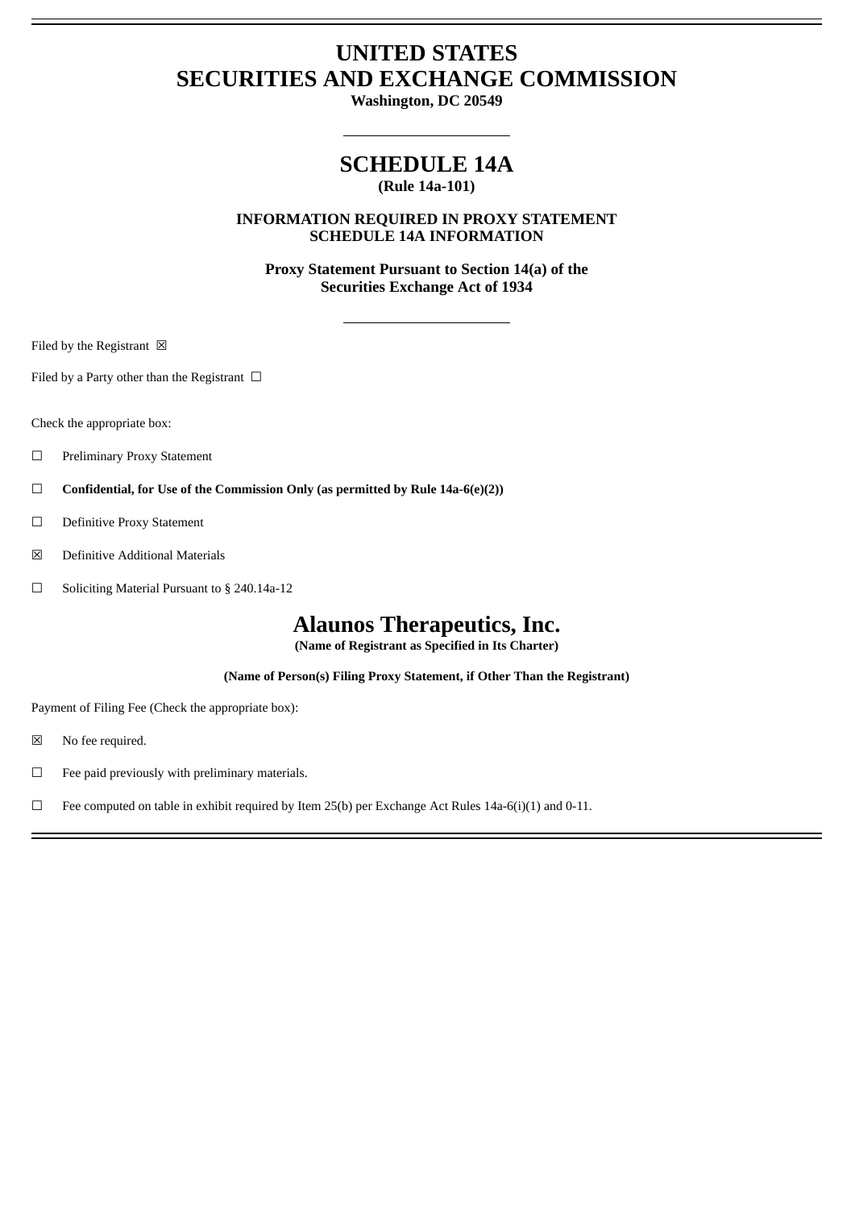# UNITED STATES
# SECURITIES AND EXCHANGE COMMISSION

**Washington, DC 20549**

## SCHEDULE 14A

**(Rule 14a-101)**

**INFORMATION REQUIRED IN PROXY STATEMENT**
**SCHEDULE 14A INFORMATION**

**Proxy Statement Pursuant to Section 14(a) of the**
**Securities Exchange Act of 1934**

Filed by the Registrant ☒

Filed by a Party other than the Registrant ☐

Check the appropriate box:

☐ Preliminary Proxy Statement

☐ **Confidential, for Use of the Commission Only (as permitted by Rule 14a-6(e)(2))**

☐ Definitive Proxy Statement

☒ Definitive Additional Materials

☐ Soliciting Material Pursuant to § 240.14a-12

# Alaunos Therapeutics, Inc.

**(Name of Registrant as Specified in Its Charter)**

**(Name of Person(s) Filing Proxy Statement, if Other Than the Registrant)**

Payment of Filing Fee (Check the appropriate box):

☒ No fee required.

☐ Fee paid previously with preliminary materials.

☐ Fee computed on table in exhibit required by Item 25(b) per Exchange Act Rules 14a-6(i)(1) and 0-11.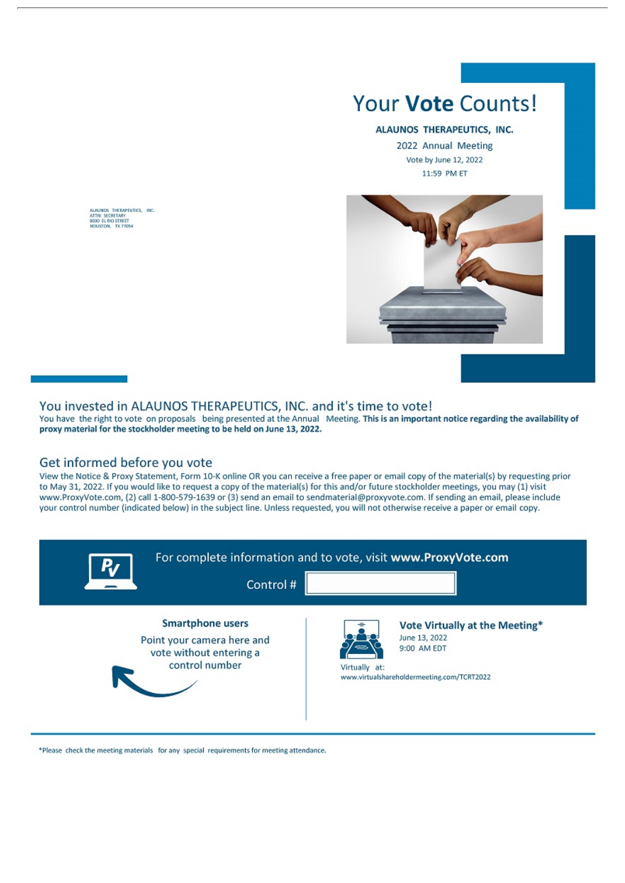ALAUNOS THERAPEUTICS, INC.
ATTN: SECRETARY
8030 EL RIO STREET
HOUSTON, TX 77054

# Your **Vote** Counts!

**ALAUNOS THERAPEUTICS, INC.**

2022 Annual Meeting

Vote by June 12, 2022

11:59 PM ET

## You invested in ALAUNOS THERAPEUTICS, INC. and it's time to vote!

You have the right to vote on proposals being presented at the Annual Meeting. **This is an important notice regarding the availability of proxy material for the stockholder meeting to be held on June 13, 2022.**

## Get informed before you vote

View the Notice & Proxy Statement, Form 10-K online OR you can receive a free paper or email copy of the material(s) by requesting prior to May 31, 2022. If you would like to request a copy of the material(s) for this and/or future stockholder meetings, you may (1) visit www.ProxyVote.com, (2) call 1-800-579-1639 or (3) send an email to sendmaterial@proxyvote.com. If sending an email, please include your control number (indicated below) in the subject line. Unless requested, you will not otherwise receive a paper or email copy.

For complete information and to vote, visit **www.ProxyVote.com**

Control #

**Smartphone users**

Point your camera here and vote without entering a control number

**Vote Virtually at the Meeting***

June 13, 2022
9:00 AM EDT

Virtually at:
www.virtualshareholdermeeting.com/TCRT2022

*Please check the meeting materials for any special requirements for meeting attendance.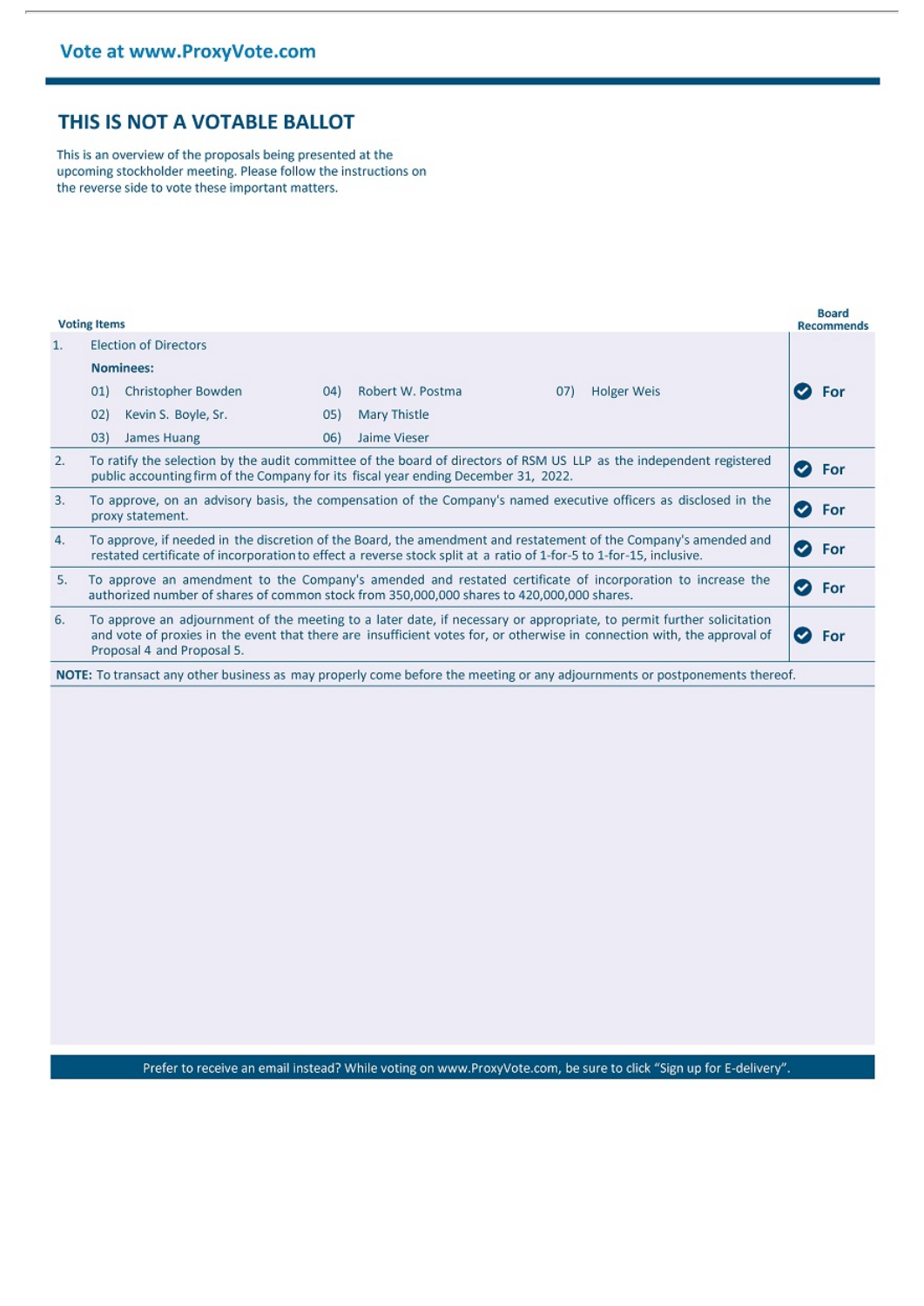Vote at www.ProxyVote.com

## THIS IS NOT A VOTABLE BALLOT

This is an overview of the proposals being presented at the upcoming stockholder meeting. Please follow the instructions on the reverse side to vote these important matters.

| Voting Items | | Board Recommends |
|---|---|---|
| 1. | Election of Directors<br>**Nominees:**<br>01) Christopher Bowden<br>02) Kevin S. Boyle, Sr.<br>03) James Huang<br>04) Robert W. Postma<br>05) Mary Thistle<br>06) Jaime Vieser<br>07) Holger Weis | For |
| 2. | To ratify the selection by the audit committee of the board of directors of RSM US LLP as the independent registered public accounting firm of the Company for its fiscal year ending December 31, 2022. | For |
| 3. | To approve, on an advisory basis, the compensation of the Company's named executive officers as disclosed in the proxy statement. | For |
| 4. | To approve, if needed in the discretion of the Board, the amendment and restatement of the Company's amended and restated certificate of incorporation to effect a reverse stock split at a ratio of 1-for-5 to 1-for-15, inclusive. | For |
| 5. | To approve an amendment to the Company's amended and restated certificate of incorporation to increase the authorized number of shares of common stock from 350,000,000 shares to 420,000,000 shares. | For |
| 6. | To approve an adjournment of the meeting to a later date, if necessary or appropriate, to permit further solicitation and vote of proxies in the event that there are insufficient votes for, or otherwise in connection with, the approval of Proposal 4 and Proposal 5. | For |

**NOTE:** To transact any other business as may properly come before the meeting or any adjournments or postponements thereof.

Prefer to receive an email instead? While voting on www.ProxyVote.com, be sure to click "Sign up for E-delivery".